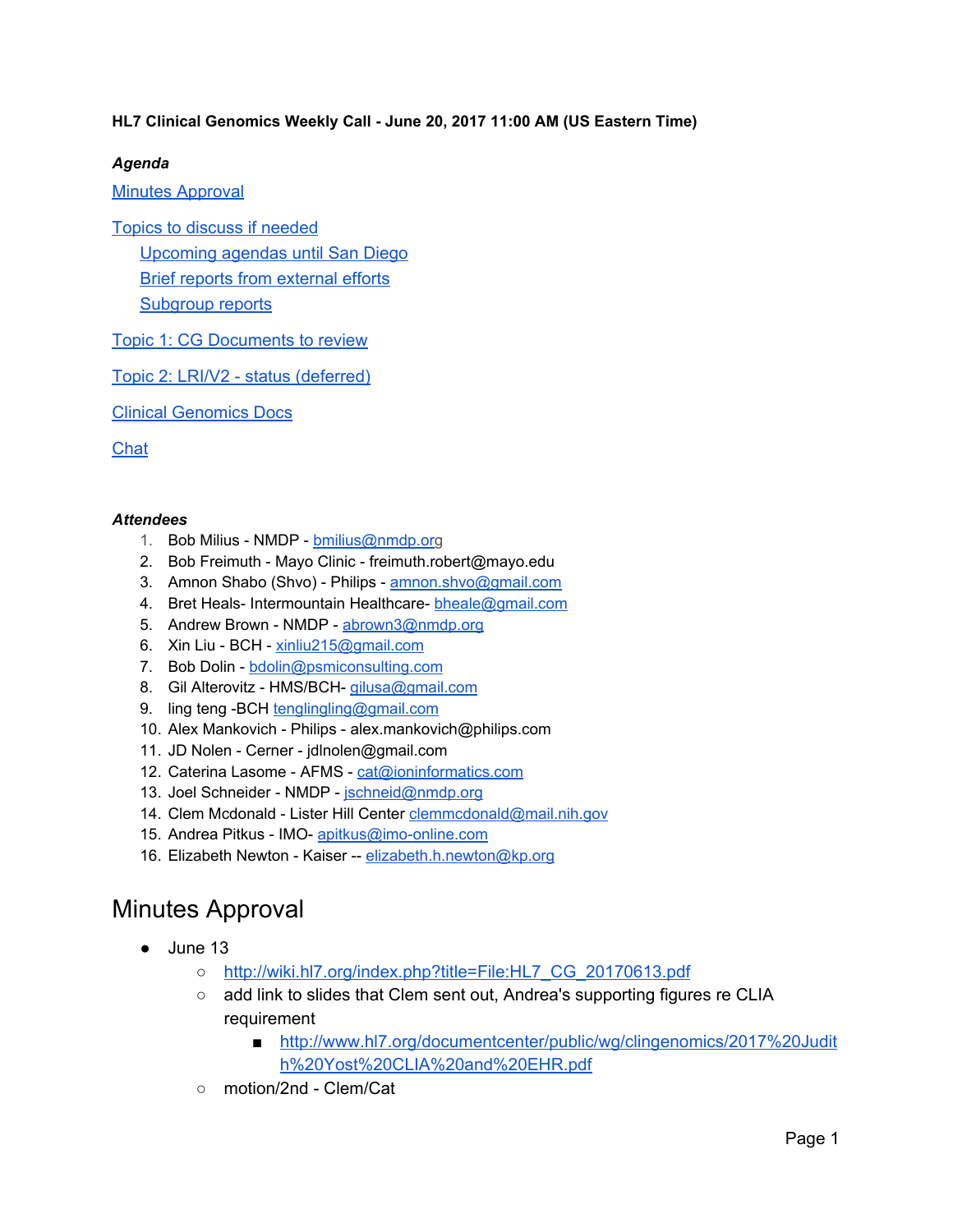**HL7 Clinical Genomics Weekly Call - June 20, 2017 11:00 AM (US Eastern Time)**

***Agenda***

Minutes Approval

Topics to discuss if needed

- Upcoming agendas until San Diego
- Brief reports from external efforts
- Subgroup reports

Topic 1: CG Documents to review

Topic 2: LRI/V2 - status (deferred)

Clinical Genomics Docs

Chat

***Attendees***

1. Bob Milius - NMDP - bmilius@nmdp.org
2. Bob Freimuth - Mayo Clinic - freimuth.robert@mayo.edu
3. Amnon Shabo (Shvo) - Philips - amnon.shvo@gmail.com
4. Bret Heals- Intermountain Healthcare- bheale@gmail.com
5. Andrew Brown - NMDP - abrown3@nmdp.org
6. Xin Liu - BCH - xinliu215@gmail.com
7. Bob Dolin - bdolin@psmiconsulting.com
8. Gil Alterovitz - HMS/BCH- gilusa@gmail.com
9. ling teng -BCH tenglingling@gmail.com
10. Alex Mankovich - Philips - alex.mankovich@philips.com
11. JD Nolen - Cerner - jdlnolen@gmail.com
12. Caterina Lasome - AFMS - cat@ioninformatics.com
13. Joel Schneider - NMDP - jschneid@nmdp.org
14. Clem Mcdonald - Lister Hill Center clemmcdonald@mail.nih.gov
15. Andrea Pitkus - IMO- apitkus@imo-online.com
16. Elizabeth Newton - Kaiser -- elizabeth.h.newton@kp.org

# Minutes Approval

- June 13
    - http://wiki.hl7.org/index.php?title=File:HL7_CG_20170613.pdf
    - add link to slides that Clem sent out, Andrea's supporting figures re CLIA requirement
        - http://www.hl7.org/documentcenter/public/wg/clingenomics/2017%20Judith%20Yost%20CLIA%20and%20EHR.pdf
    - motion/2nd - Clem/Cat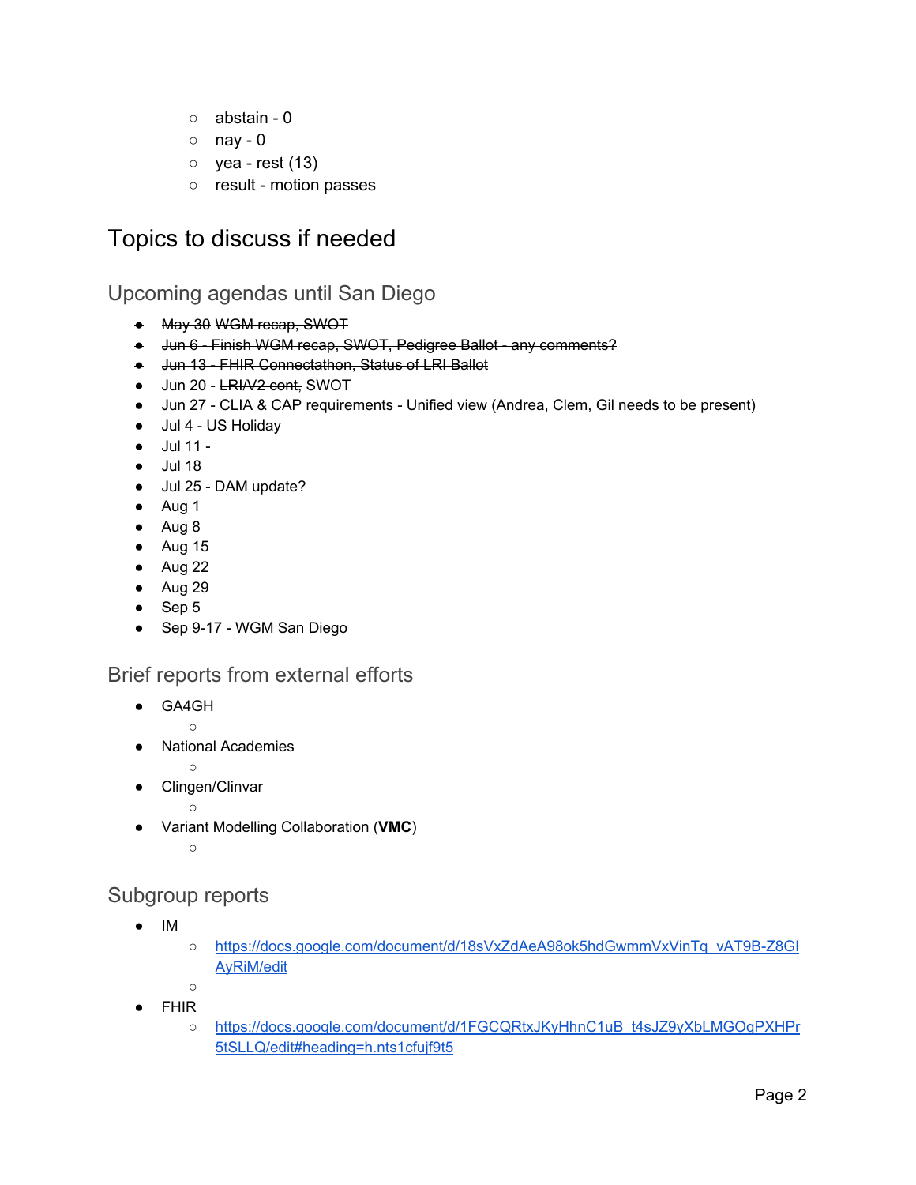- abstain - 0
- nay - 0
- yea - rest (13)
- result - motion passes

# Topics to discuss if needed

## Upcoming agendas until San Diego

- ~~May 30 WGM recap, SWOT~~
- ~~Jun 6 - Finish WGM recap, SWOT, Pedigree Ballot - any comments?~~
- ~~Jun 13 - FHIR Connectathon, Status of LRI Ballot~~
- Jun 20 - ~~LRI/V2 cont,~~ SWOT
- Jun 27 - CLIA & CAP requirements - Unified view (Andrea, Clem, Gil needs to be present)
- Jul 4 - US Holiday
- Jul 11 -
- Jul 18
- Jul 25 - DAM update?
- Aug 1
- Aug 8
- Aug 15
- Aug 22
- Aug 29
- Sep 5
- Sep 9-17 - WGM San Diego

## Brief reports from external efforts

- GA4GH
  - 
- National Academies
  - 
- Clingen/Clinvar
  - 
- Variant Modelling Collaboration (**VMC**)
  - 

## Subgroup reports

- IM
  - https://docs.google.com/document/d/18sVxZdAeA98ok5hdGwmmVxVinTq_vAT9B-Z8GIAyRiM/edit
  - 
- FHIR
  - https://docs.google.com/document/d/1FGCQRtxJKyHhnC1uB_t4sJZ9yXbLMGOqPXHPr5tSLLQ/edit#heading=h.nts1cfujf9t5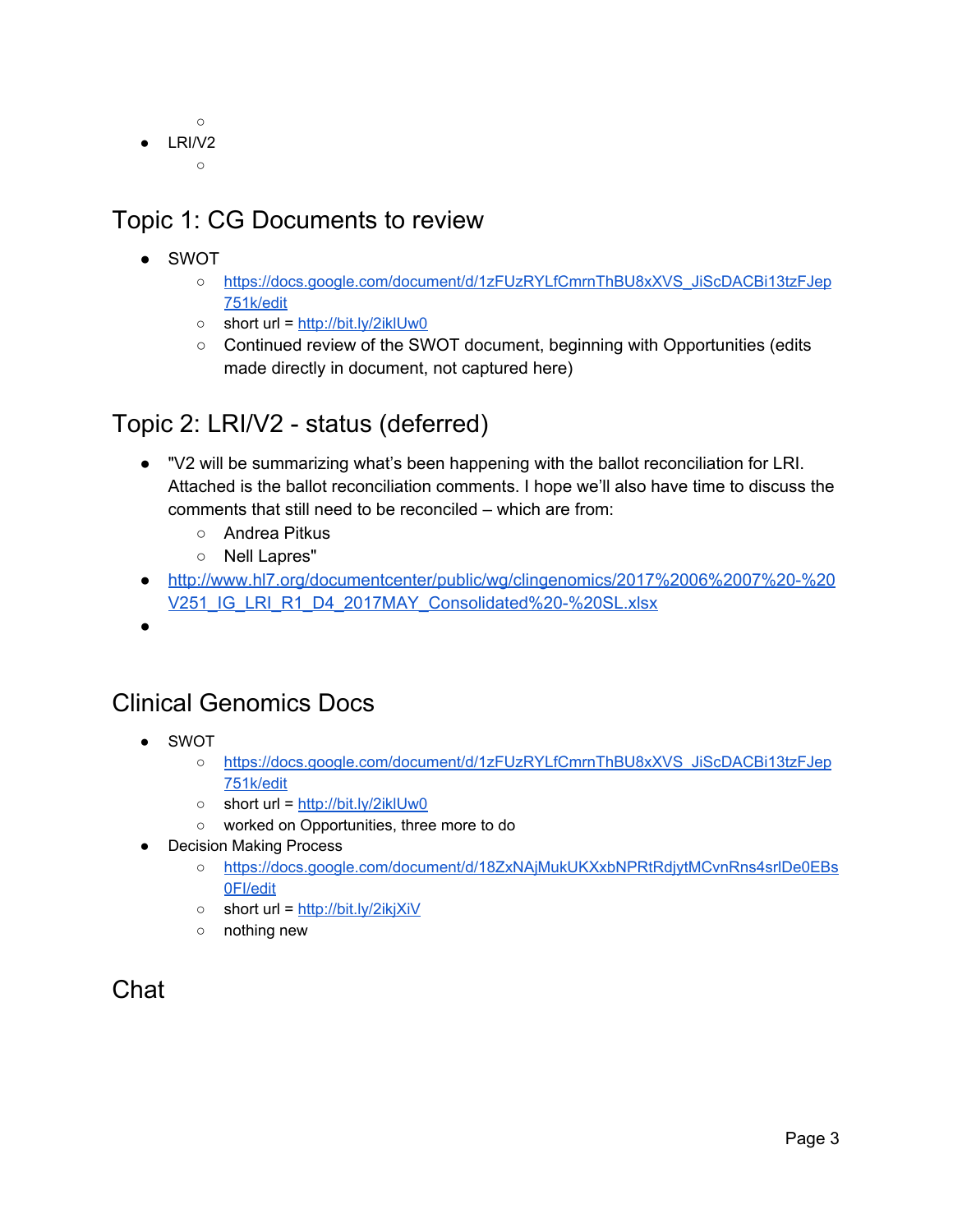- LRI/V2

## Topic 1: CG Documents to review

- SWOT
  - https://docs.google.com/document/d/1zFUzRYLfCmrnThBU8xXVS_JiScDACBi13tzFJep751k/edit
  - short url = http://bit.ly/2iklUw0
  - Continued review of the SWOT document, beginning with Opportunities (edits made directly in document, not captured here)

## Topic 2: LRI/V2 - status (deferred)

- "V2 will be summarizing what's been happening with the ballot reconciliation for LRI. Attached is the ballot reconciliation comments. I hope we'll also have time to discuss the comments that still need to be reconciled – which are from:
  - Andrea Pitkus
  - Nell Lapres"
- http://www.hl7.org/documentcenter/public/wg/clingenomics/2017%2006%2007%20-%20V251_IG_LRI_R1_D4_2017MAY_Consolidated%20-%20SL.xlsx

## Clinical Genomics Docs

- SWOT
  - https://docs.google.com/document/d/1zFUzRYLfCmrnThBU8xXVS_JiScDACBi13tzFJep751k/edit
  - short url = http://bit.ly/2iklUw0
  - worked on Opportunities, three more to do
- Decision Making Process
  - https://docs.google.com/document/d/18ZxNAjMukUKXxbNPRtRdjytMCvnRns4srlDe0EBs0FI/edit
  - short url = http://bit.ly/2ikjXiV
  - nothing new

## Chat